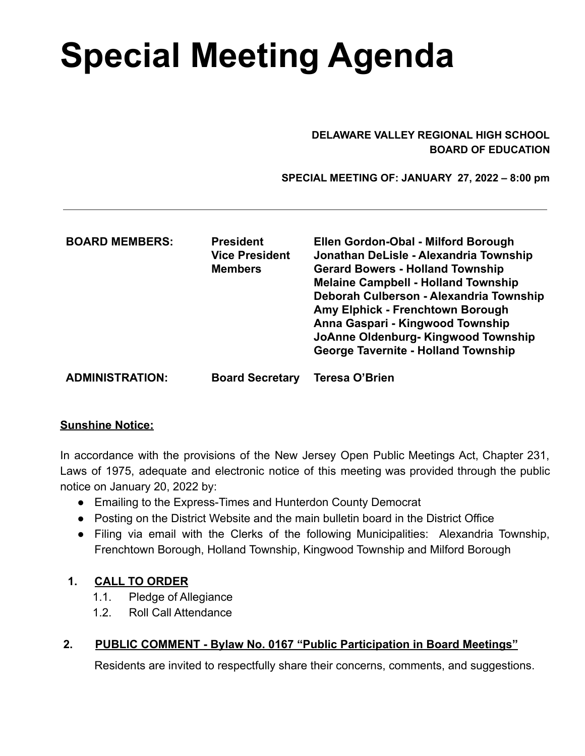# Special Meeting Agenda

**DELAWARE VALLEY REGIONAL HIGH SCHOOL**
**BOARD OF EDUCATION**

**SPECIAL MEETING OF: JANUARY 27, 2022 – 8:00 pm**

---

| | | |
|---|---|---|
| **BOARD MEMBERS:** | **President** | **Ellen Gordon-Obal - Milford Borough** |
| | **Vice President** | **Jonathan DeLisle - Alexandria Township** |
| | **Members** | **Gerard Bowers - Holland Township** |
| | | **Melaine Campbell - Holland Township** |
| | | **Deborah Culberson - Alexandria Township** |
| | | **Amy Elphick - Frenchtown Borough** |
| | | **Anna Gaspari - Kingwood Township** |
| | | **JoAnne Oldenburg- Kingwood Township** |
| | | **George Tavernite - Holland Township** |
| **ADMINISTRATION:** | **Board Secretary** | **Teresa O'Brien** |

**<u>Sunshine Notice:</u>**

In accordance with the provisions of the New Jersey Open Public Meetings Act, Chapter 231, Laws of 1975, adequate and electronic notice of this meeting was provided through the public notice on January 20, 2022 by:

- Emailing to the Express-Times and Hunterdon County Democrat
- Posting on the District Website and the main bulletin board in the District Office
- Filing via email with the Clerks of the following Municipalities: Alexandria Township, Frenchtown Borough, Holland Township, Kingwood Township and Milford Borough

1. **<u>CALL TO ORDER</u>**
   1.1. Pledge of Allegiance
   1.2. Roll Call Attendance

2. **<u>PUBLIC COMMENT - Bylaw No. 0167 "Public Participation in Board Meetings"</u>**

   Residents are invited to respectfully share their concerns, comments, and suggestions.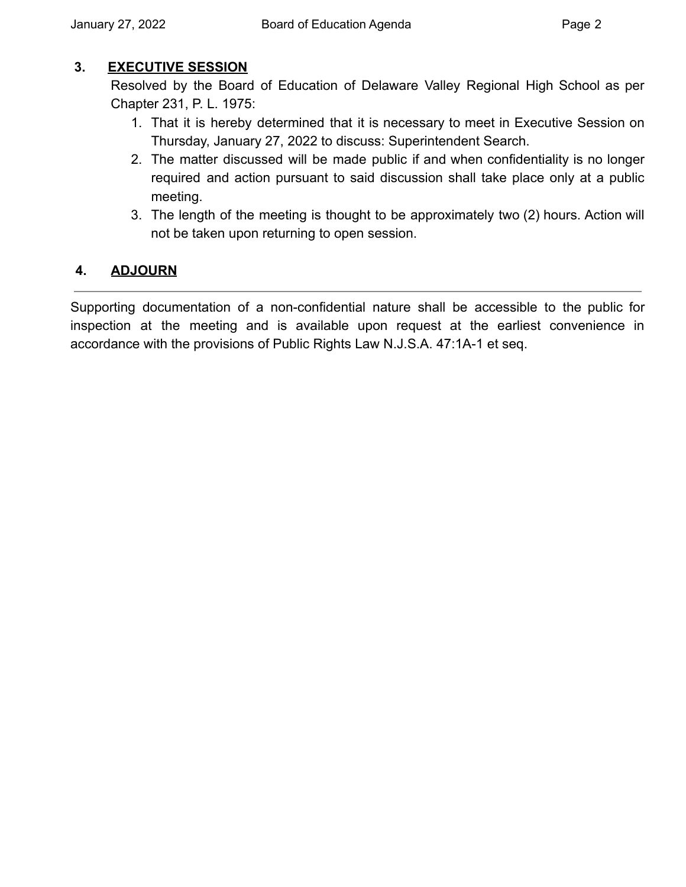**3. <u>EXECUTIVE SESSION</u>**

Resolved by the Board of Education of Delaware Valley Regional High School as per Chapter 231, P. L. 1975:

1. That it is hereby determined that it is necessary to meet in Executive Session on Thursday, January 27, 2022 to discuss: Superintendent Search.
2. The matter discussed will be made public if and when confidentiality is no longer required and action pursuant to said discussion shall take place only at a public meeting.
3. The length of the meeting is thought to be approximately two (2) hours. Action will not be taken upon returning to open session.

**4. <u>ADJOURN</u>**

---

Supporting documentation of a non-confidential nature shall be accessible to the public for inspection at the meeting and is available upon request at the earliest convenience in accordance with the provisions of Public Rights Law N.J.S.A. 47:1A-1 et seq.